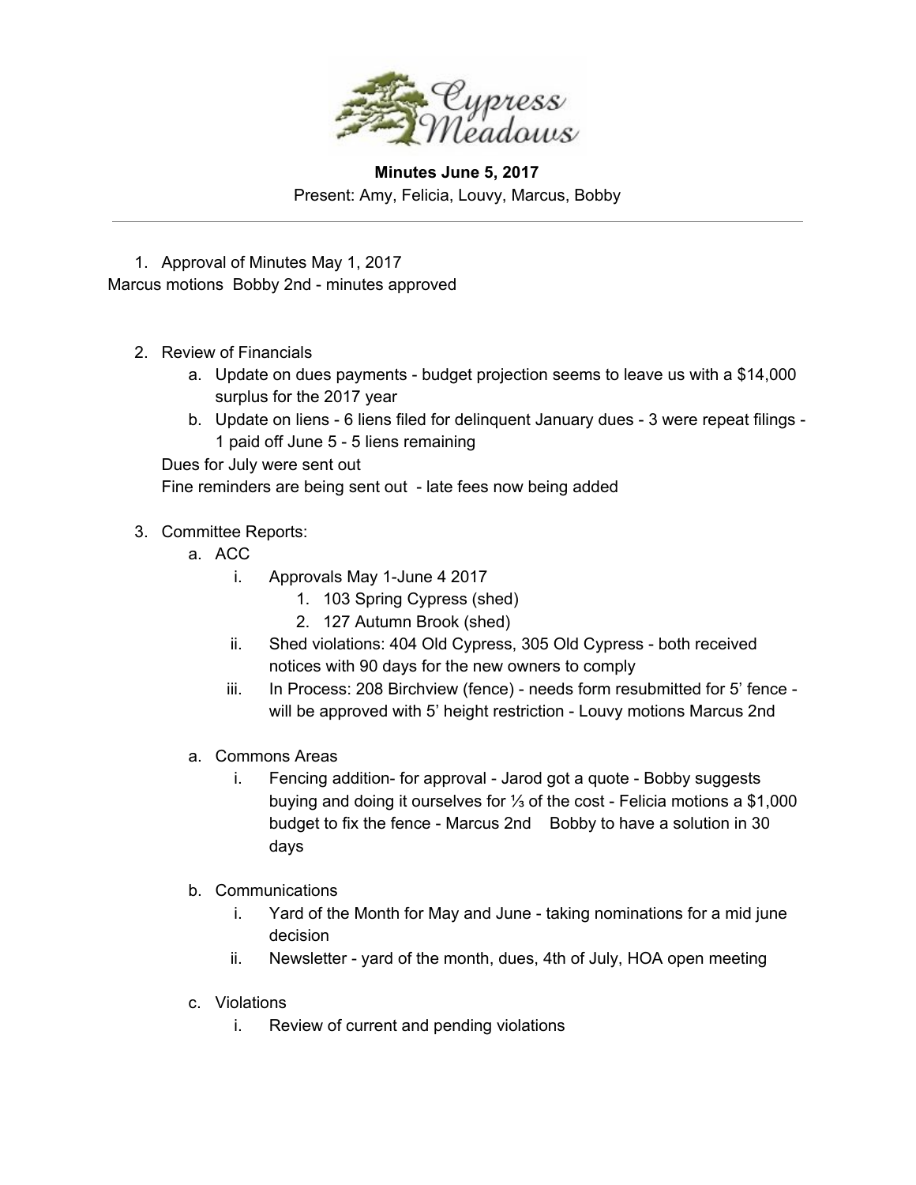Cypress Meadows

**Minutes June 5, 2017**

Present: Amy, Felicia, Louvy, Marcus, Bobby

---

1. Approval of Minutes May 1, 2017

Marcus motions Bobby 2nd - minutes approved

2. Review of Financials
   a. Update on dues payments - budget projection seems to leave us with a $14,000 surplus for the 2017 year
   b. Update on liens - 6 liens filed for delinquent January dues - 3 were repeat filings - 1 paid off June 5 - 5 liens remaining

   Dues for July were sent out

   Fine reminders are being sent out - late fees now being added

3. Committee Reports:
   a. ACC
      i. Approvals May 1-June 4 2017
         1. 103 Spring Cypress (shed)
         2. 127 Autumn Brook (shed)
      ii. Shed violations: 404 Old Cypress, 305 Old Cypress - both received notices with 90 days for the new owners to comply
      iii. In Process: 208 Birchview (fence) - needs form resubmitted for 5' fence - will be approved with 5' height restriction - Louvy motions Marcus 2nd

   a. Commons Areas
      i. Fencing addition- for approval - Jarod got a quote - Bobby suggests buying and doing it ourselves for ⅓ of the cost - Felicia motions a $1,000 budget to fix the fence - Marcus 2nd Bobby to have a solution in 30 days

   b. Communications
      i. Yard of the Month for May and June - taking nominations for a mid june decision
      ii. Newsletter - yard of the month, dues, 4th of July, HOA open meeting

   c. Violations
      i. Review of current and pending violations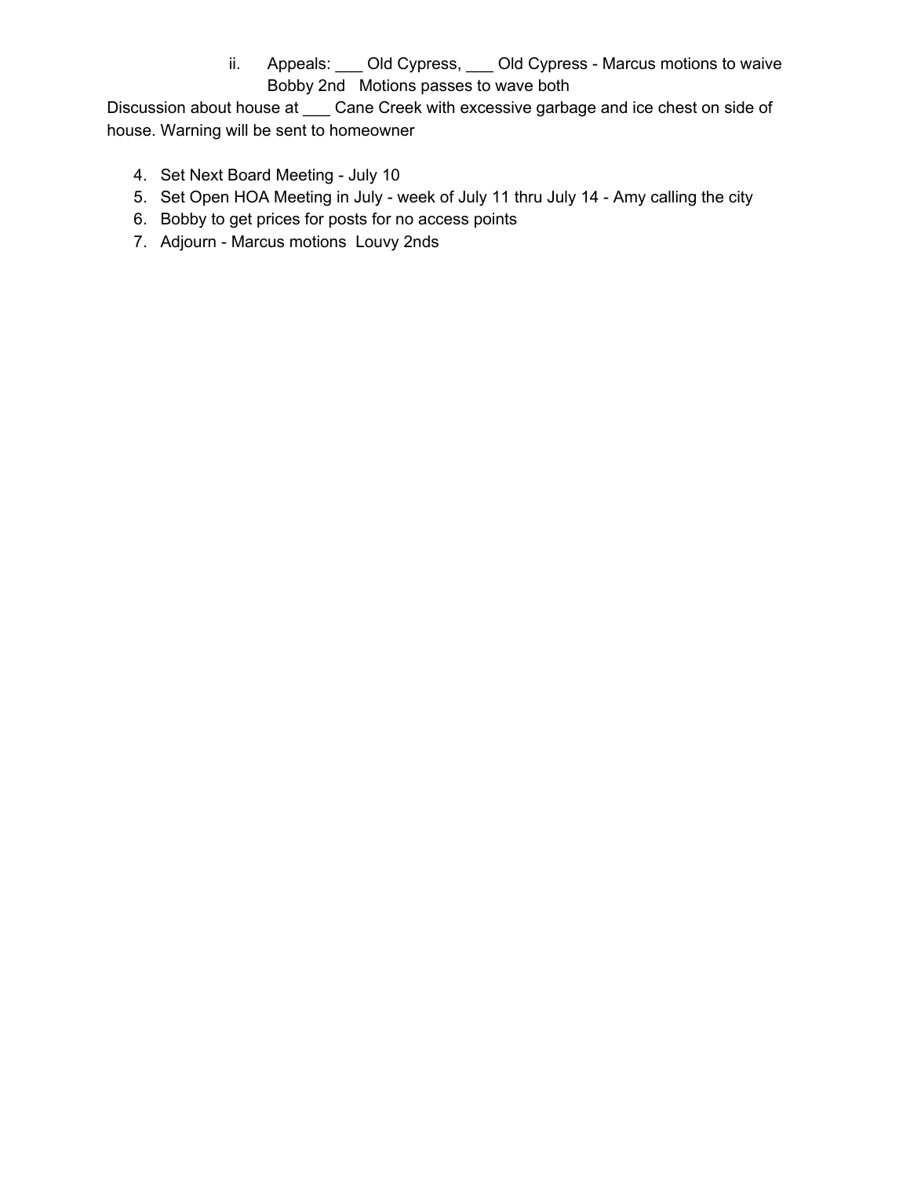ii. Appeals: ___ Old Cypress, ___ Old Cypress - Marcus motions to waive Bobby 2nd   Motions passes to wave both

Discussion about house at ___ Cane Creek with excessive garbage and ice chest on side of house. Warning will be sent to homeowner

4. Set Next Board Meeting - July 10
5. Set Open HOA Meeting in July - week of July 11 thru July 14 - Amy calling the city
6. Bobby to get prices for posts for no access points
7. Adjourn - Marcus motions  Louvy 2nds